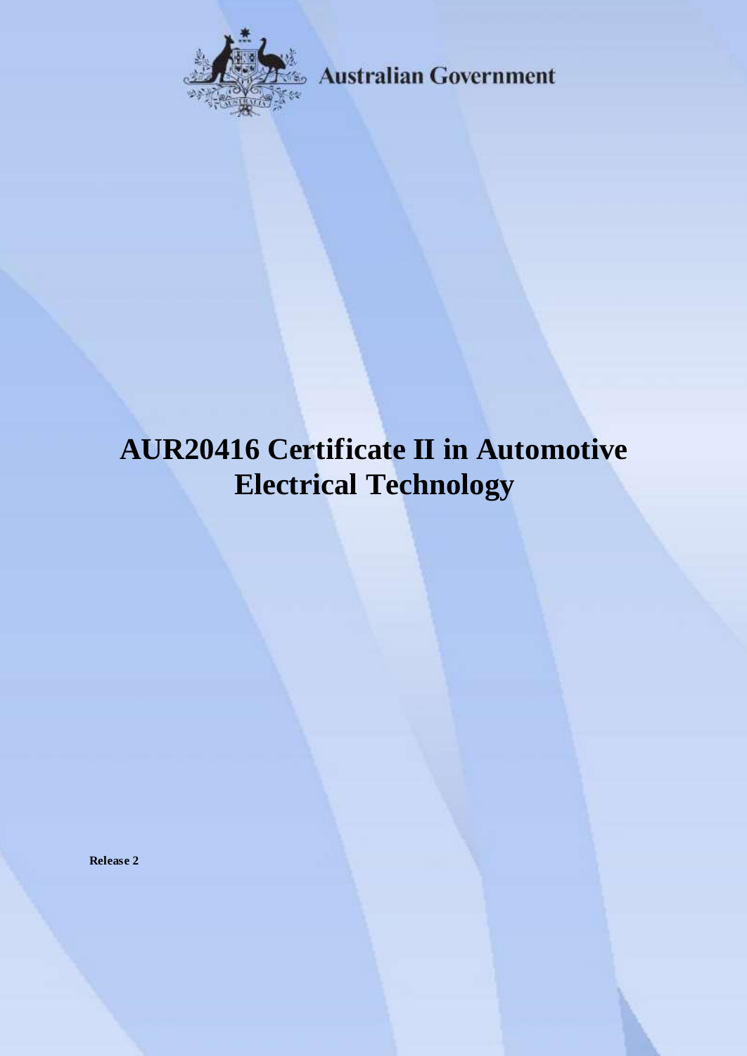Australian Government

# AUR20416 Certificate II in Automotive Electrical Technology

**Release 2**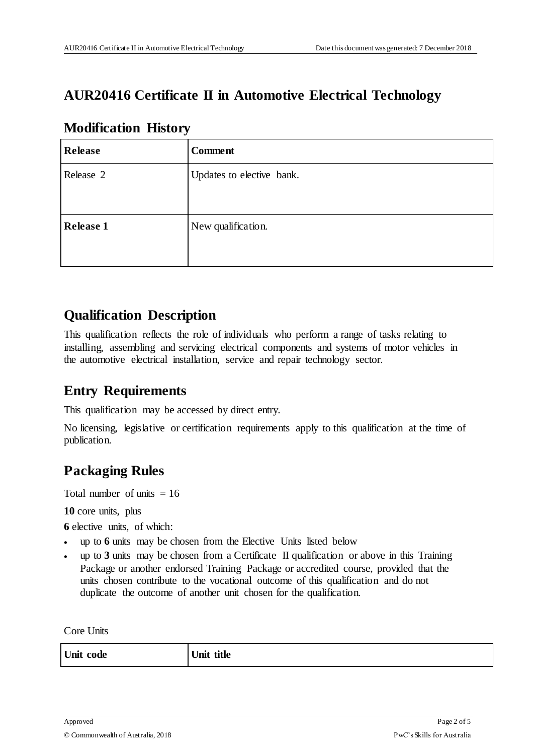# AUR20416 Certificate II in Automotive Electrical Technology

## Modification History

| Release | Comment |
|---|---|
| Release 2 | Updates to elective bank. |
| **Release 1** | New qualification. |

## Qualification Description

This qualification reflects the role of individuals who perform a range of tasks relating to installing, assembling and servicing electrical components and systems of motor vehicles in the automotive electrical installation, service and repair technology sector.

## Entry Requirements

This qualification may be accessed by direct entry.

No licensing, legislative or certification requirements apply to this qualification at the time of publication.

## Packaging Rules

Total number of units = 16

**10** core units, plus

**6** elective units, of which:

- up to **6** units may be chosen from the Elective Units listed below
- up to **3** units may be chosen from a Certificate II qualification or above in this Training Package or another endorsed Training Package or accredited course, provided that the units chosen contribute to the vocational outcome of this qualification and do not duplicate the outcome of another unit chosen for the qualification.

Core Units

| Unit code | Unit title |
|---|---|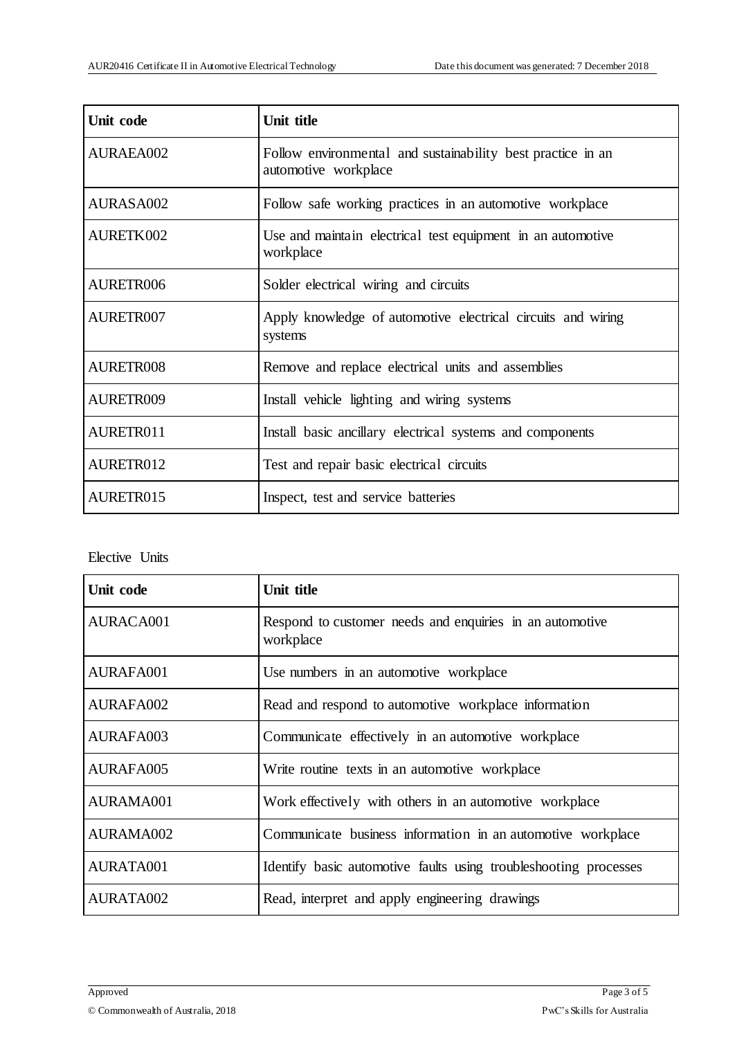| Unit code | Unit title |
|---|---|
| AURAEA002 | Follow environmental and sustainability best practice in an automotive workplace |
| AURASA002 | Follow safe working practices in an automotive workplace |
| AURETK002 | Use and maintain electrical test equipment in an automotive workplace |
| AURETR006 | Solder electrical wiring and circuits |
| AURETR007 | Apply knowledge of automotive electrical circuits and wiring systems |
| AURETR008 | Remove and replace electrical units and assemblies |
| AURETR009 | Install vehicle lighting and wiring systems |
| AURETR011 | Install basic ancillary electrical systems and components |
| AURETR012 | Test and repair basic electrical circuits |
| AURETR015 | Inspect, test and service batteries |

Elective Units

| Unit code | Unit title |
|---|---|
| AURACA001 | Respond to customer needs and enquiries in an automotive workplace |
| AURAFA001 | Use numbers in an automotive workplace |
| AURAFA002 | Read and respond to automotive workplace information |
| AURAFA003 | Communicate effectively in an automotive workplace |
| AURAFA005 | Write routine texts in an automotive workplace |
| AURAMA001 | Work effectively with others in an automotive workplace |
| AURAMA002 | Communicate business information in an automotive workplace |
| AURATA001 | Identify basic automotive faults using troubleshooting processes |
| AURATA002 | Read, interpret and apply engineering drawings |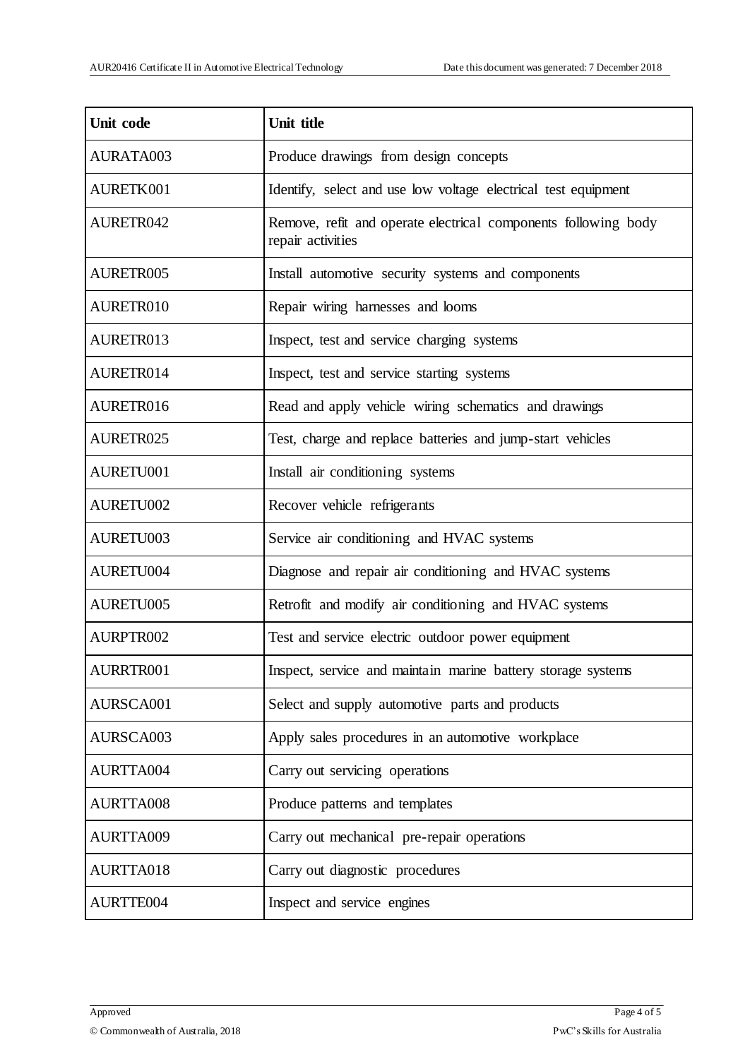| Unit code | Unit title |
|---|---|
| AURATA003 | Produce drawings from design concepts |
| AURETK001 | Identify, select and use low voltage electrical test equipment |
| AURETR042 | Remove, refit and operate electrical components following body repair activities |
| AURETR005 | Install automotive security systems and components |
| AURETR010 | Repair wiring harnesses and looms |
| AURETR013 | Inspect, test and service charging systems |
| AURETR014 | Inspect, test and service starting systems |
| AURETR016 | Read and apply vehicle wiring schematics and drawings |
| AURETR025 | Test, charge and replace batteries and jump-start vehicles |
| AURETU001 | Install air conditioning systems |
| AURETU002 | Recover vehicle refrigerants |
| AURETU003 | Service air conditioning and HVAC systems |
| AURETU004 | Diagnose and repair air conditioning and HVAC systems |
| AURETU005 | Retrofit and modify air conditioning and HVAC systems |
| AURPTR002 | Test and service electric outdoor power equipment |
| AURRTR001 | Inspect, service and maintain marine battery storage systems |
| AURSCA001 | Select and supply automotive parts and products |
| AURSCA003 | Apply sales procedures in an automotive workplace |
| AURTTA004 | Carry out servicing operations |
| AURTTA008 | Produce patterns and templates |
| AURTTA009 | Carry out mechanical pre-repair operations |
| AURTTA018 | Carry out diagnostic procedures |
| AURTTE004 | Inspect and service engines |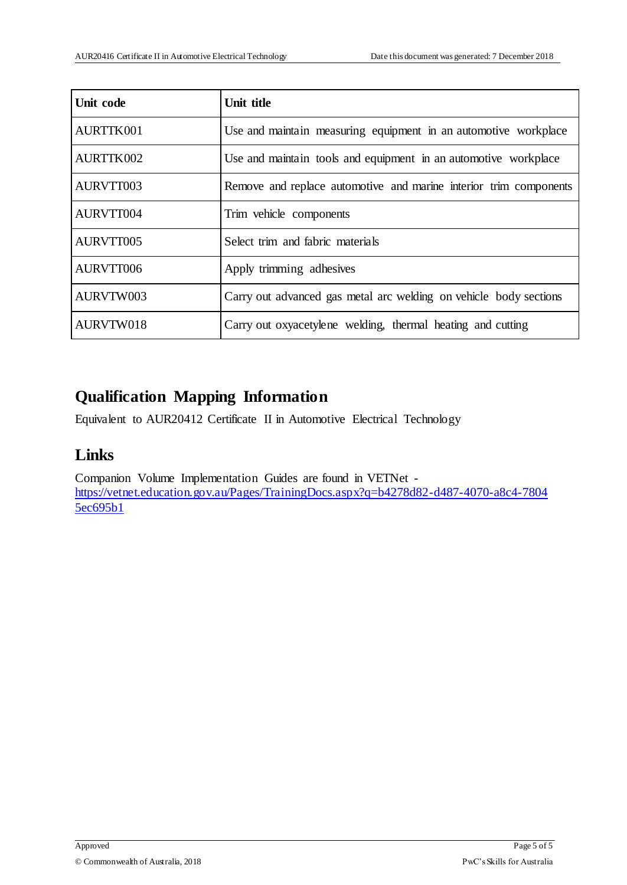| Unit code | Unit title |
| --- | --- |
| AURTTK001 | Use and maintain measuring equipment in an automotive workplace |
| AURTTK002 | Use and maintain tools and equipment in an automotive workplace |
| AURVTT003 | Remove and replace automotive and marine interior trim components |
| AURVTT004 | Trim vehicle components |
| AURVTT005 | Select trim and fabric materials |
| AURVTT006 | Apply trimming adhesives |
| AURVTW003 | Carry out advanced gas metal arc welding on vehicle body sections |
| AURVTW018 | Carry out oxyacetylene welding, thermal heating and cutting |

## Qualification Mapping Information

Equivalent to AUR20412 Certificate II in Automotive Electrical Technology

## Links

Companion Volume Implementation Guides are found in VETNet - https://vetnet.education.gov.au/Pages/TrainingDocs.aspx?q=b4278d82-d487-4070-a8c4-78045ec695b1